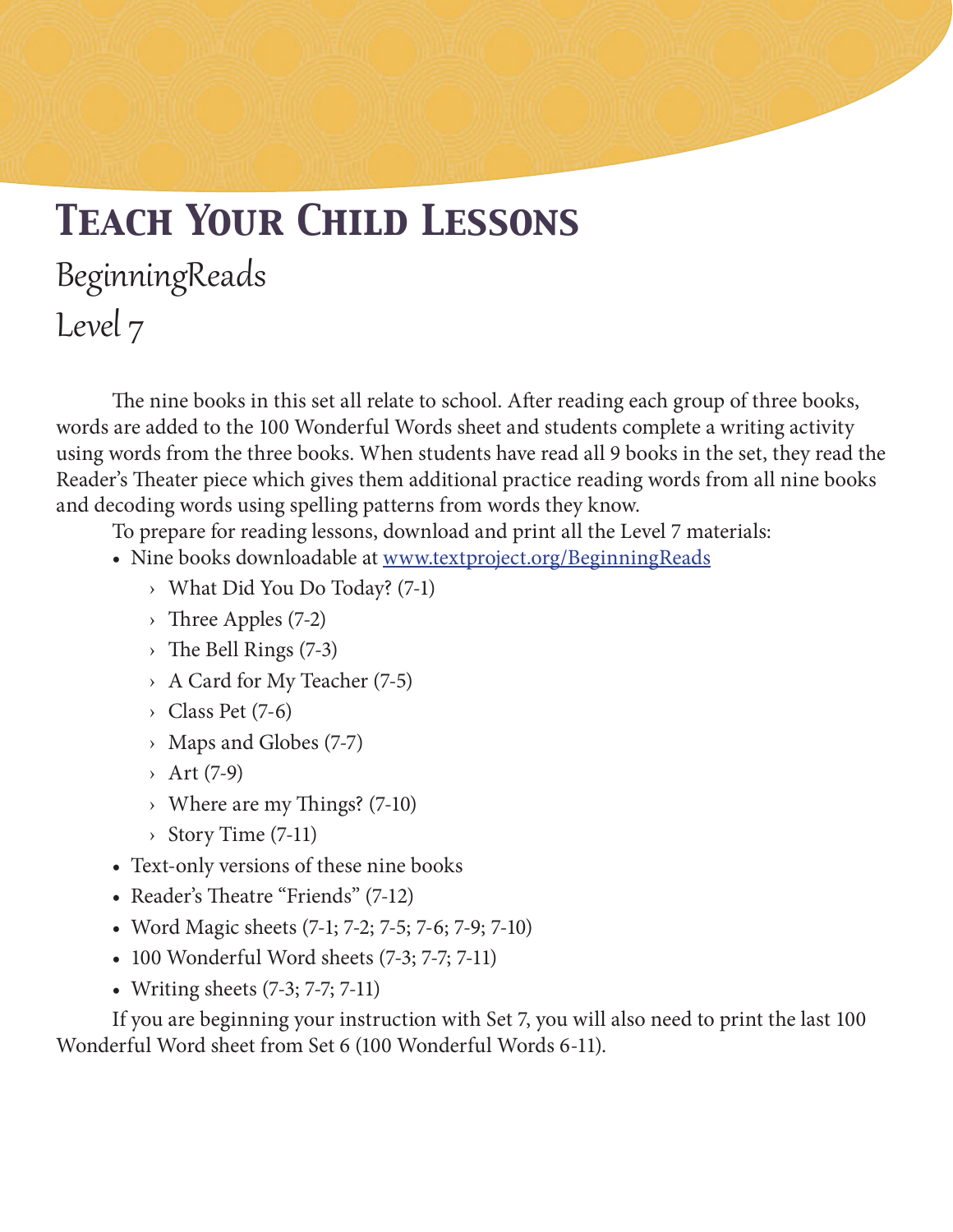# Teach Your Child Lessons

## BeginningReads

## Level 7

The nine books in this set all relate to school. After reading each group of three books, words are added to the 100 Wonderful Words sheet and students complete a writing activity using words from the three books. When students have read all 9 books in the set, they read the Reader's Theater piece which gives them additional practice reading words from all nine books and decoding words using spelling patterns from words they know.

To prepare for reading lessons, download and print all the Level 7 materials:

- Nine books downloadable at [www.textproject.org/BeginningReads](www.textproject.org/BeginningReads)
  - What Did You Do Today? (7-1)
  - Three Apples (7-2)
  - The Bell Rings (7-3)
  - A Card for My Teacher (7-5)
  - Class Pet (7-6)
  - Maps and Globes (7-7)
  - Art (7-9)
  - Where are my Things? (7-10)
  - Story Time (7-11)
- Text-only versions of these nine books
- Reader's Theatre "Friends" (7-12)
- Word Magic sheets (7-1; 7-2; 7-5; 7-6; 7-9; 7-10)
- 100 Wonderful Word sheets (7-3; 7-7; 7-11)
- Writing sheets (7-3; 7-7; 7-11)

If you are beginning your instruction with Set 7, you will also need to print the last 100 Wonderful Word sheet from Set 6 (100 Wonderful Words 6-11).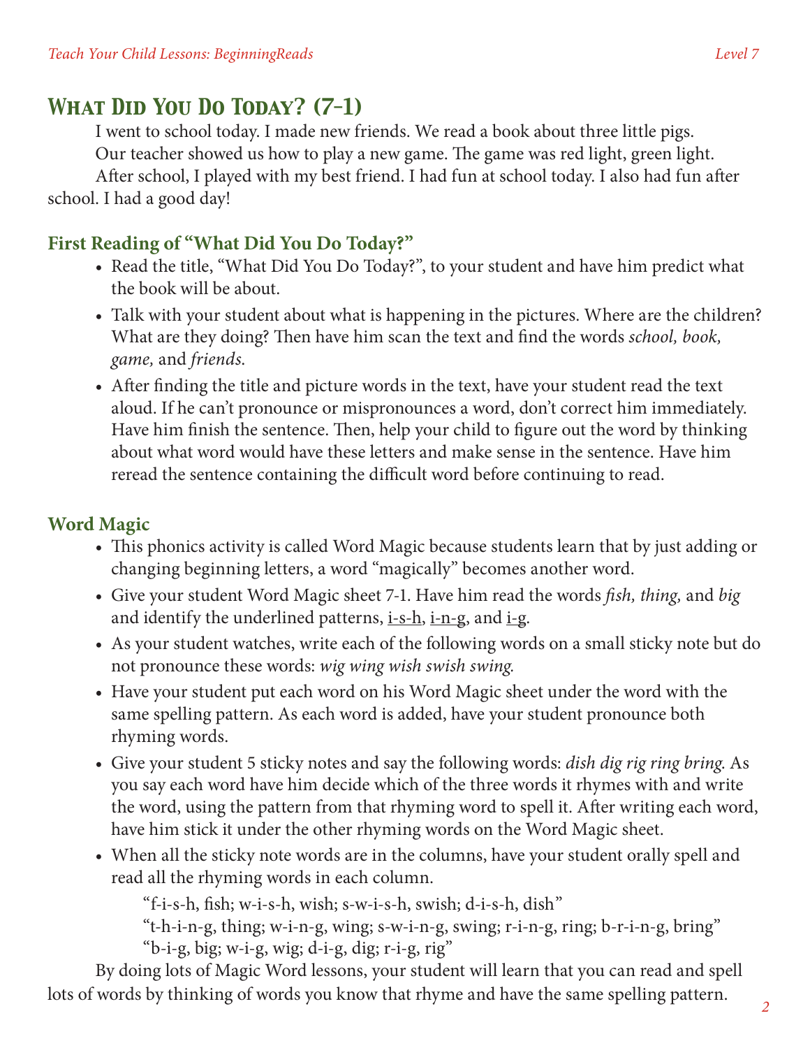# What Did You Do Today? (7-1)

I went to school today. I made new friends. We read a book about three little pigs.

Our teacher showed us how to play a new game. The game was red light, green light.

After school, I played with my best friend. I had fun at school today. I also had fun after school. I had a good day!

## First Reading of "What Did You Do Today?"

- Read the title, "What Did You Do Today?", to your student and have him predict what the book will be about.
- Talk with your student about what is happening in the pictures. Where are the children? What are they doing? Then have him scan the text and find the words *school, book, game,* and *friends.*
- After finding the title and picture words in the text, have your student read the text aloud. If he can't pronounce or mispronounces a word, don't correct him immediately. Have him finish the sentence. Then, help your child to figure out the word by thinking about what word would have these letters and make sense in the sentence. Have him reread the sentence containing the difficult word before continuing to read.

## Word Magic

- This phonics activity is called Word Magic because students learn that by just adding or changing beginning letters, a word "magically" becomes another word.
- Give your student Word Magic sheet 7-1. Have him read the words *fish, thing,* and *big* and identify the underlined patterns, <u>i-s-h</u>, <u>i-n-g</u>, and <u>i-g</u>.
- As your student watches, write each of the following words on a small sticky note but do not pronounce these words: *wig wing wish swish swing.*
- Have your student put each word on his Word Magic sheet under the word with the same spelling pattern. As each word is added, have your student pronounce both rhyming words.
- Give your student 5 sticky notes and say the following words: *dish dig rig ring bring.* As you say each word have him decide which of the three words it rhymes with and write the word, using the pattern from that rhyming word to spell it. After writing each word, have him stick it under the other rhyming words on the Word Magic sheet.
- When all the sticky note words are in the columns, have your student orally spell and read all the rhyming words in each column.

  "f-i-s-h, fish; w-i-s-h, wish; s-w-i-s-h, swish; d-i-s-h, dish"

  "t-h-i-n-g, thing; w-i-n-g, wing; s-w-i-n-g, swing; r-i-n-g, ring; b-r-i-n-g, bring"

  "b-i-g, big; w-i-g, wig; d-i-g, dig; r-i-g, rig"

By doing lots of Magic Word lessons, your student will learn that you can read and spell lots of words by thinking of words you know that rhyme and have the same spelling pattern.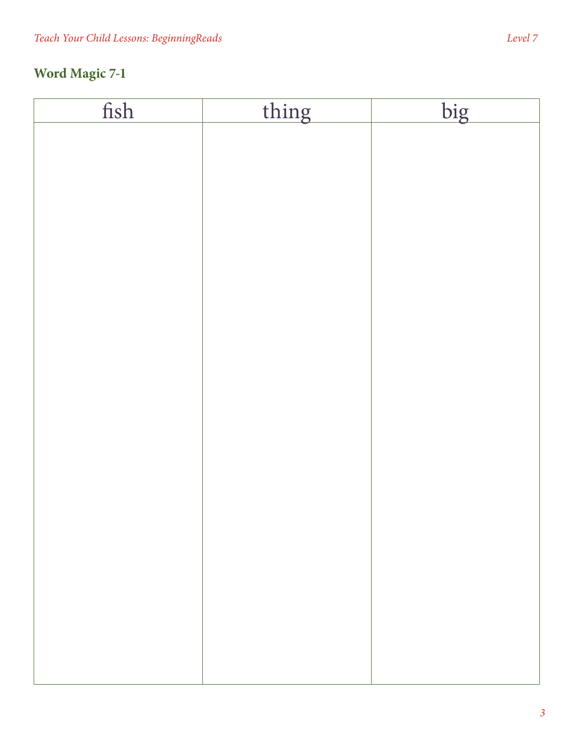## Word Magic 7-1

| fish | thing | big |
|---|---|---|
| | | |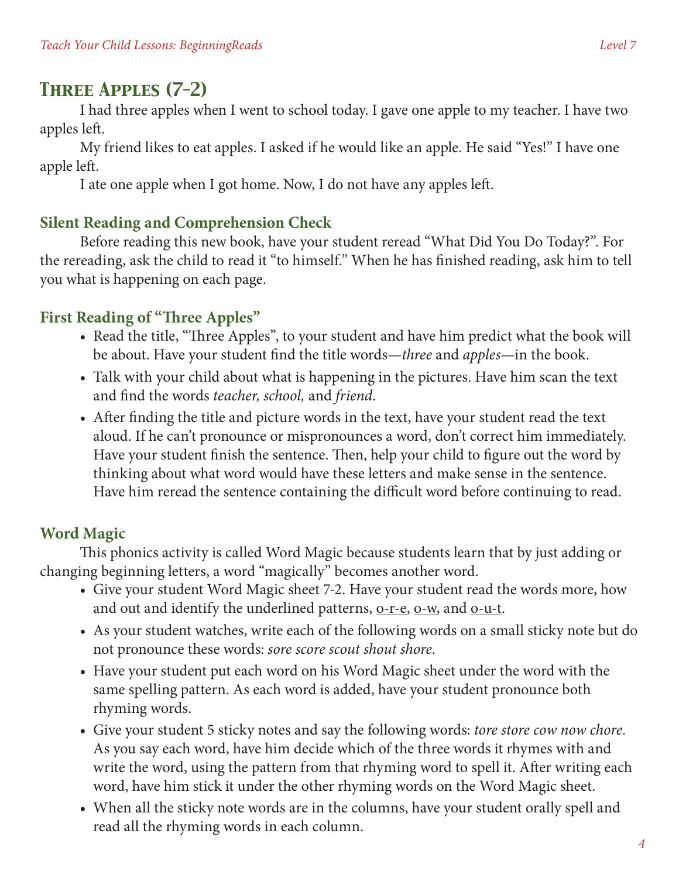## Three Apples (7-2)

I had three apples when I went to school today. I gave one apple to my teacher. I have two apples left.

My friend likes to eat apples. I asked if he would like an apple. He said "Yes!" I have one apple left.

I ate one apple when I got home. Now, I do not have any apples left.

### Silent Reading and Comprehension Check

Before reading this new book, have your student reread "What Did You Do Today?". For the rereading, ask the child to read it "to himself." When he has finished reading, ask him to tell you what is happening on each page.

### First Reading of "Three Apples"

- Read the title, "Three Apples", to your student and have him predict what the book will be about. Have your student find the title words—*three* and *apples*—in the book.
- Talk with your child about what is happening in the pictures. Have him scan the text and find the words *teacher, school,* and *friend.*
- After finding the title and picture words in the text, have your student read the text aloud. If he can't pronounce or mispronounces a word, don't correct him immediately. Have your student finish the sentence. Then, help your child to figure out the word by thinking about what word would have these letters and make sense in the sentence. Have him reread the sentence containing the difficult word before continuing to read.

### Word Magic

This phonics activity is called Word Magic because students learn that by just adding or changing beginning letters, a word "magically" becomes another word.

- Give your student Word Magic sheet 7-2. Have your student read the words more, how and out and identify the underlined patterns, o-r-e, o-w, and o-u-t.
- As your student watches, write each of the following words on a small sticky note but do not pronounce these words: *sore score scout shout shore.*
- Have your student put each word on his Word Magic sheet under the word with the same spelling pattern. As each word is added, have your student pronounce both rhyming words.
- Give your student 5 sticky notes and say the following words: *tore store cow now chore.* As you say each word, have him decide which of the three words it rhymes with and write the word, using the pattern from that rhyming word to spell it. After writing each word, have him stick it under the other rhyming words on the Word Magic sheet.
- When all the sticky note words are in the columns, have your student orally spell and read all the rhyming words in each column.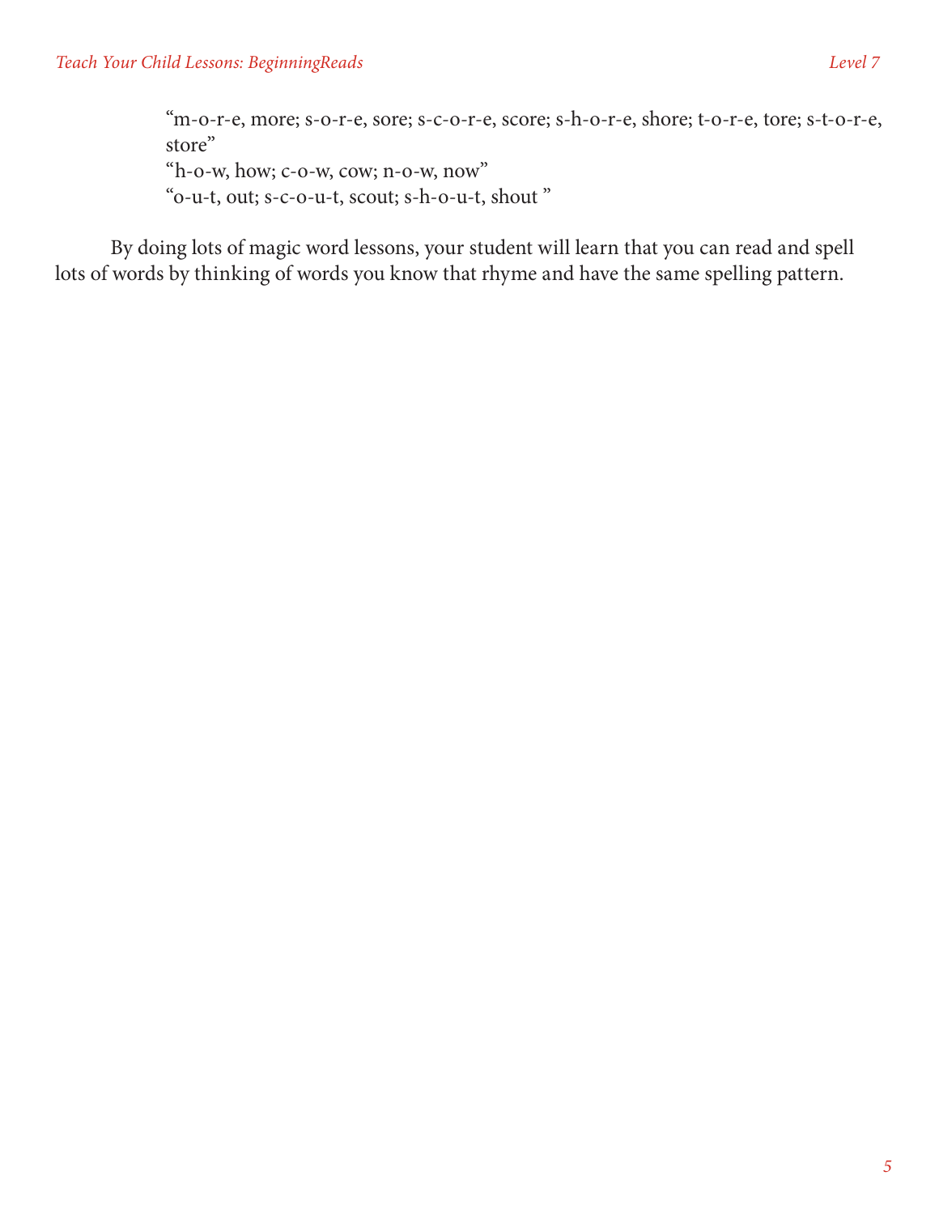"m-o-r-e, more; s-o-r-e, sore; s-c-o-r-e, score; s-h-o-r-e, shore; t-o-r-e, tore; s-t-o-r-e, store"
"h-o-w, how; c-o-w, cow; n-o-w, now"
"o-u-t, out; s-c-o-u-t, scout; s-h-o-u-t, shout "

By doing lots of magic word lessons, your student will learn that you can read and spell lots of words by thinking of words you know that rhyme and have the same spelling pattern.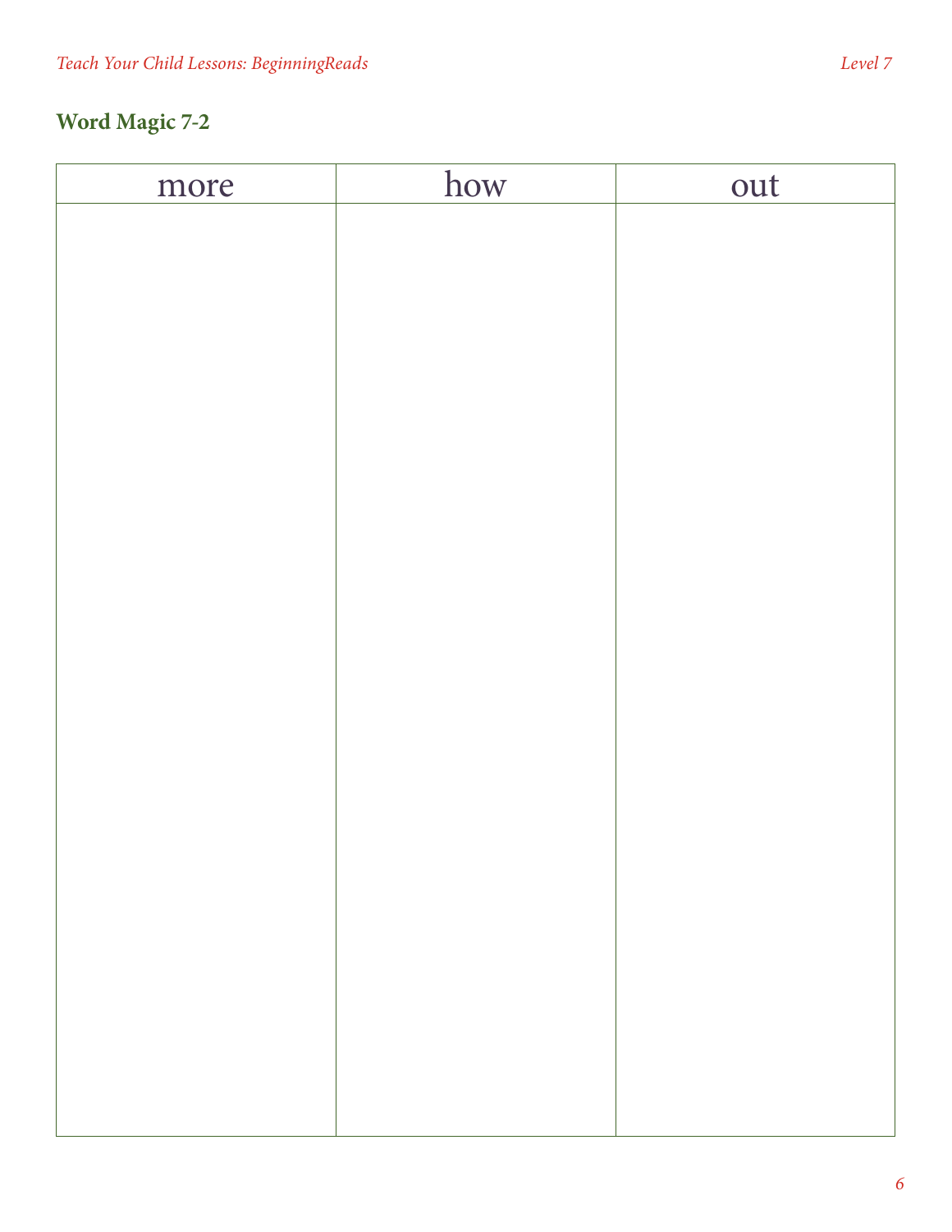## Word Magic 7-2

| more | how | out |
| --- | --- | --- |
| | | |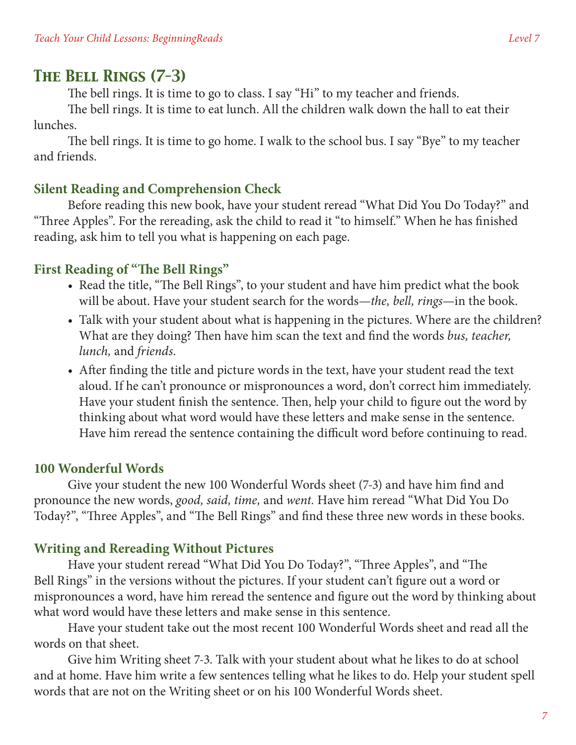## The Bell Rings (7-3)

The bell rings. It is time to go to class. I say "Hi" to my teacher and friends.

The bell rings. It is time to eat lunch. All the children walk down the hall to eat their lunches.

The bell rings. It is time to go home. I walk to the school bus. I say "Bye" to my teacher and friends.

### Silent Reading and Comprehension Check

Before reading this new book, have your student reread "What Did You Do Today?" and "Three Apples". For the rereading, ask the child to read it "to himself." When he has finished reading, ask him to tell you what is happening on each page.

### First Reading of "The Bell Rings"

- Read the title, "The Bell Rings", to your student and have him predict what the book will be about. Have your student search for the words—*the, bell, rings*—in the book.
- Talk with your student about what is happening in the pictures. Where are the children? What are they doing? Then have him scan the text and find the words *bus, teacher, lunch,* and *friends*.
- After finding the title and picture words in the text, have your student read the text aloud. If he can't pronounce or mispronounces a word, don't correct him immediately. Have your student finish the sentence. Then, help your child to figure out the word by thinking about what word would have these letters and make sense in the sentence. Have him reread the sentence containing the difficult word before continuing to read.

### 100 Wonderful Words

Give your student the new 100 Wonderful Words sheet (7-3) and have him find and pronounce the new words, *good, said, time,* and *went*. Have him reread "What Did You Do Today?", "Three Apples", and "The Bell Rings" and find these three new words in these books.

### Writing and Rereading Without Pictures

Have your student reread "What Did You Do Today?", "Three Apples", and "The Bell Rings" in the versions without the pictures. If your student can't figure out a word or mispronounces a word, have him reread the sentence and figure out the word by thinking about what word would have these letters and make sense in this sentence.

Have your student take out the most recent 100 Wonderful Words sheet and read all the words on that sheet.

Give him Writing sheet 7-3. Talk with your student about what he likes to do at school and at home. Have him write a few sentences telling what he likes to do. Help your student spell words that are not on the Writing sheet or on his 100 Wonderful Words sheet.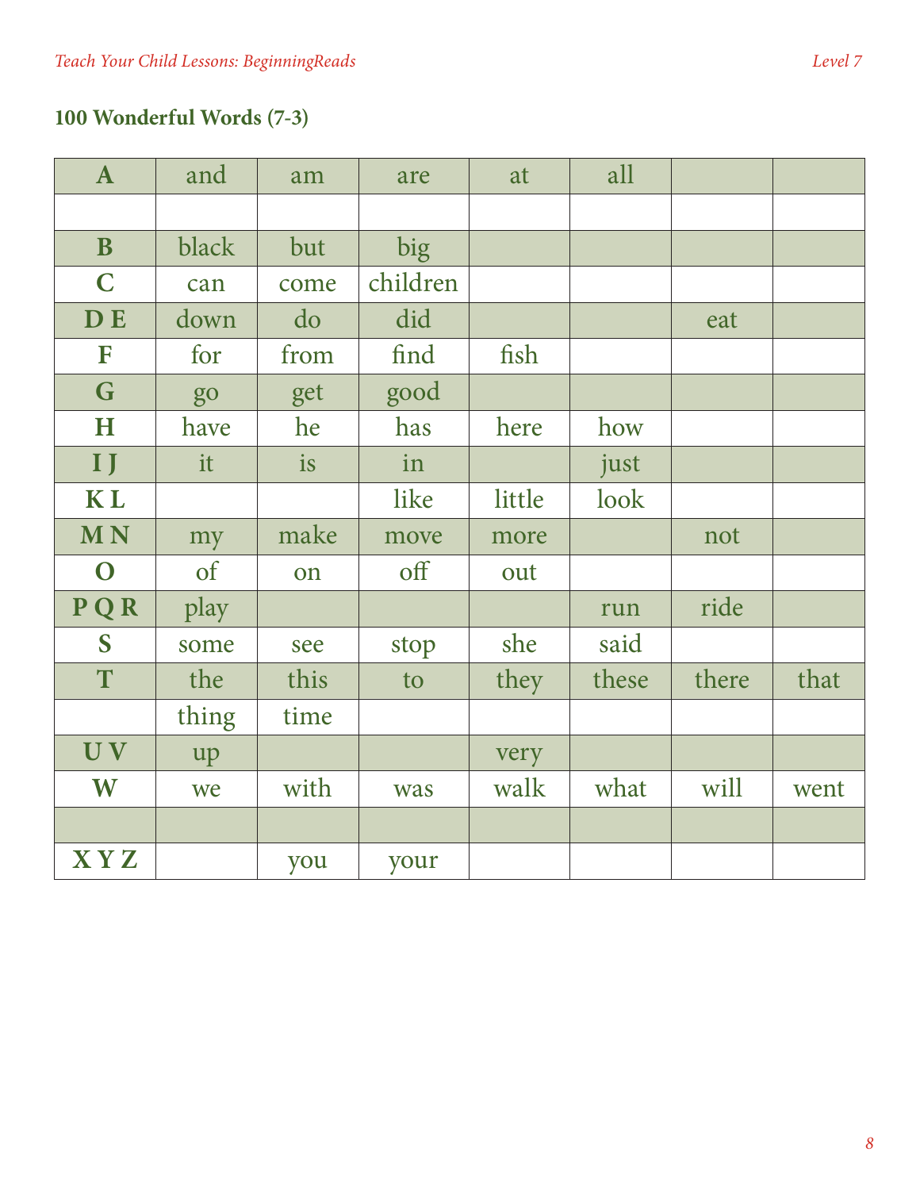## 100 Wonderful Words (7-3)

| A | and | am | are | at | all | | |
|---|---|---|---|---|---|---|---|
| | | | | | | | |
| B | black | but | big | | | | |
| C | can | come | children | | | | |
| D E | down | do | did | | | eat | |
| F | for | from | find | fish | | | |
| G | go | get | good | | | | |
| H | have | he | has | here | how | | |
| I J | it | is | in | | just | | |
| K L | | | like | little | look | | |
| M N | my | make | move | more | | not | |
| O | of | on | off | out | | | |
| P Q R | play | | | | run | ride | |
| S | some | see | stop | she | said | | |
| T | the | this | to | they | these | there | that |
| | thing | time | | | | | |
| U V | up | | | very | | | |
| W | we | with | was | walk | what | will | went |
| | | | | | | | |
| X Y Z | | you | your | | | | |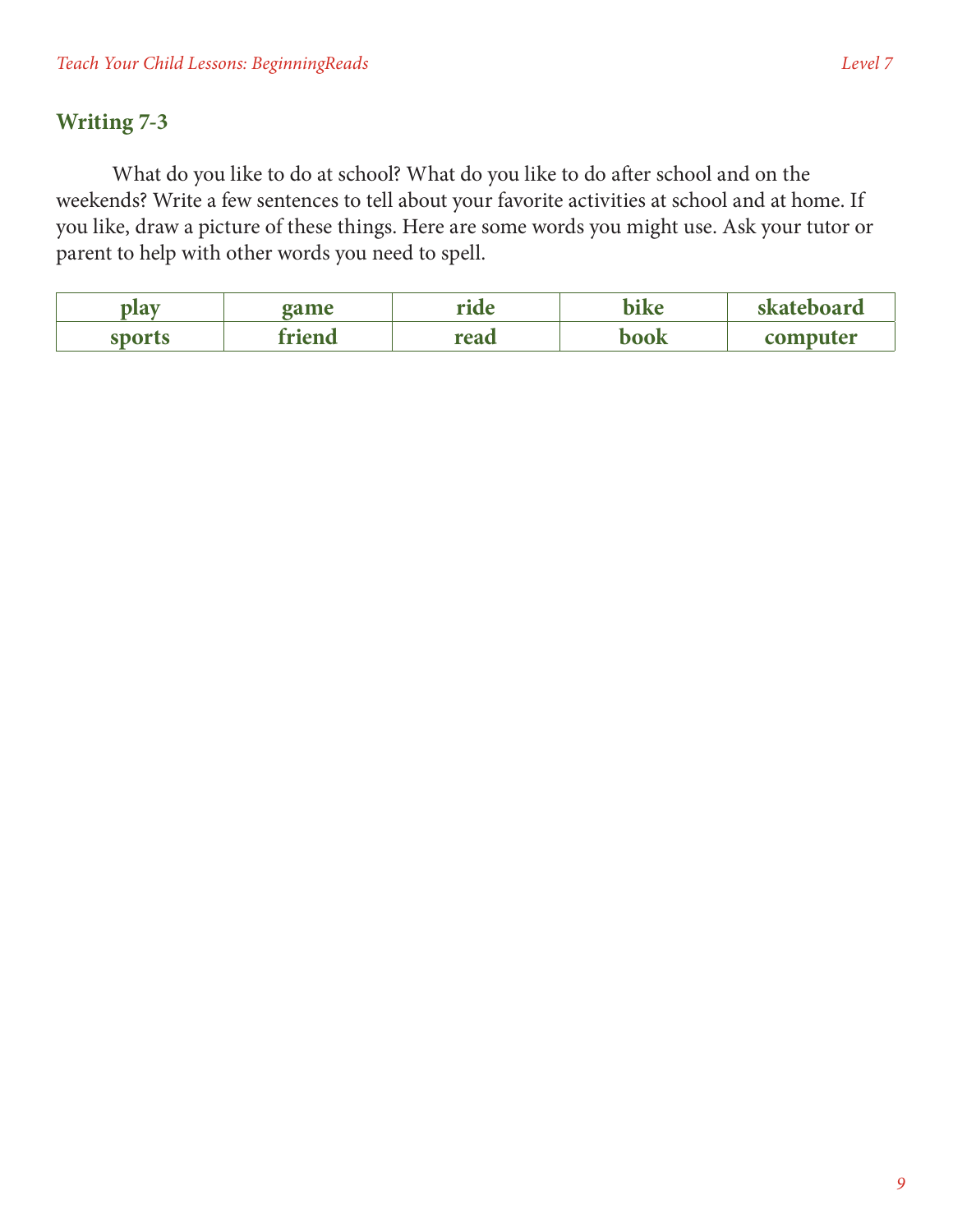## Writing 7-3

What do you like to do at school? What do you like to do after school and on the weekends? Write a few sentences to tell about your favorite activities at school and at home. If you like, draw a picture of these things. Here are some words you might use. Ask your tutor or parent to help with other words you need to spell.

| play | game | ride | bike | skateboard |
|---|---|---|---|---|
| sports | friend | read | book | computer |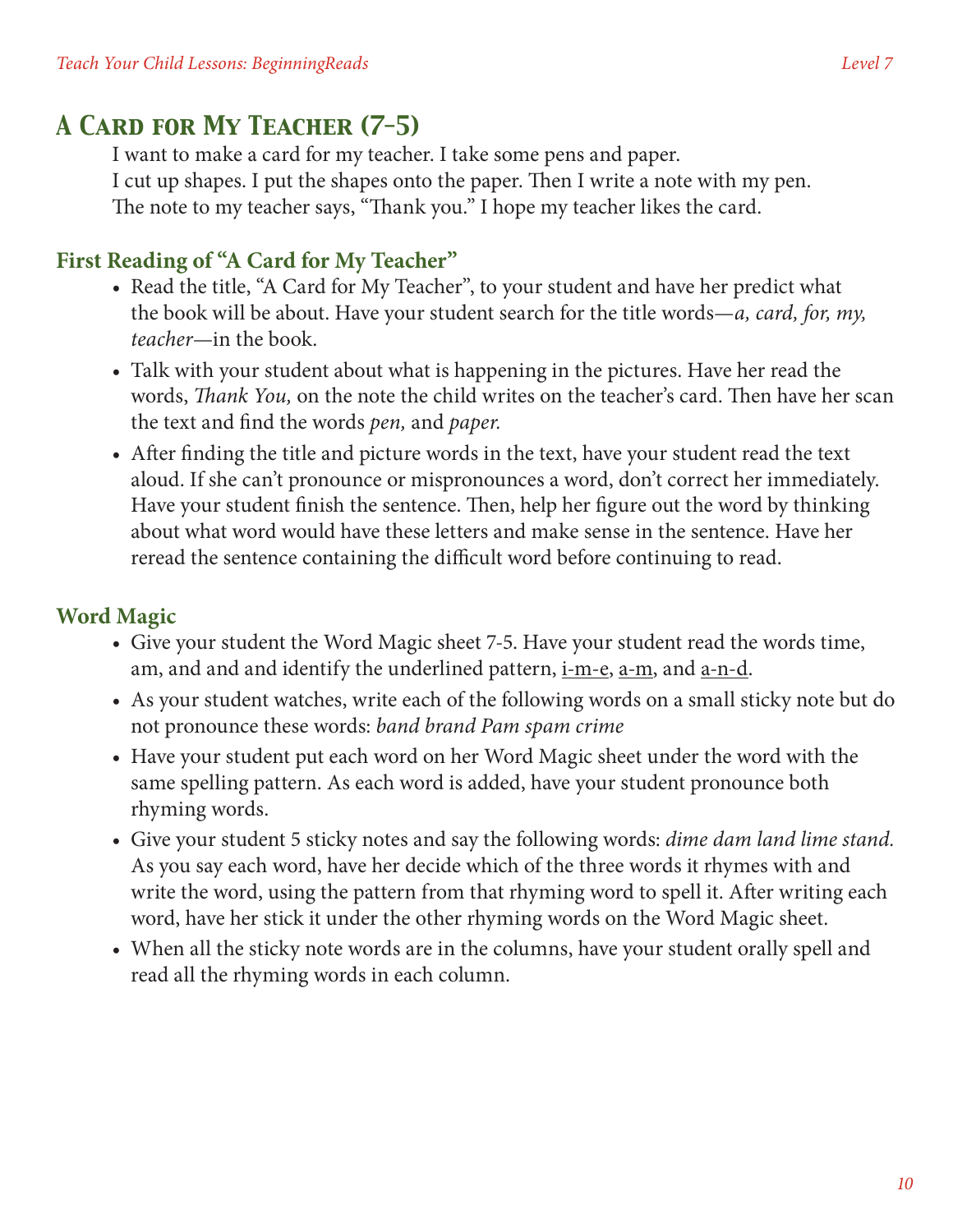# A Card for My Teacher (7-5)

I want to make a card for my teacher. I take some pens and paper.
I cut up shapes. I put the shapes onto the paper. Then I write a note with my pen.
The note to my teacher says, "Thank you." I hope my teacher likes the card.

## First Reading of "A Card for My Teacher"

- Read the title, "A Card for My Teacher", to your student and have her predict what the book will be about. Have your student search for the title words—*a, card, for, my, teacher*—in the book.
- Talk with your student about what is happening in the pictures. Have her read the words, *Thank You,* on the note the child writes on the teacher's card. Then have her scan the text and find the words *pen,* and *paper.*
- After finding the title and picture words in the text, have your student read the text aloud. If she can't pronounce or mispronounces a word, don't correct her immediately. Have your student finish the sentence. Then, help her figure out the word by thinking about what word would have these letters and make sense in the sentence. Have her reread the sentence containing the difficult word before continuing to read.

## Word Magic

- Give your student the Word Magic sheet 7-5. Have your student read the words time, am, and and and identify the underlined pattern, <u>i-m-e</u>, <u>a-m</u>, and <u>a-n-d</u>.
- As your student watches, write each of the following words on a small sticky note but do not pronounce these words: *band brand Pam spam crime*
- Have your student put each word on her Word Magic sheet under the word with the same spelling pattern. As each word is added, have your student pronounce both rhyming words.
- Give your student 5 sticky notes and say the following words: *dime dam land lime stand.* As you say each word, have her decide which of the three words it rhymes with and write the word, using the pattern from that rhyming word to spell it. After writing each word, have her stick it under the other rhyming words on the Word Magic sheet.
- When all the sticky note words are in the columns, have your student orally spell and read all the rhyming words in each column.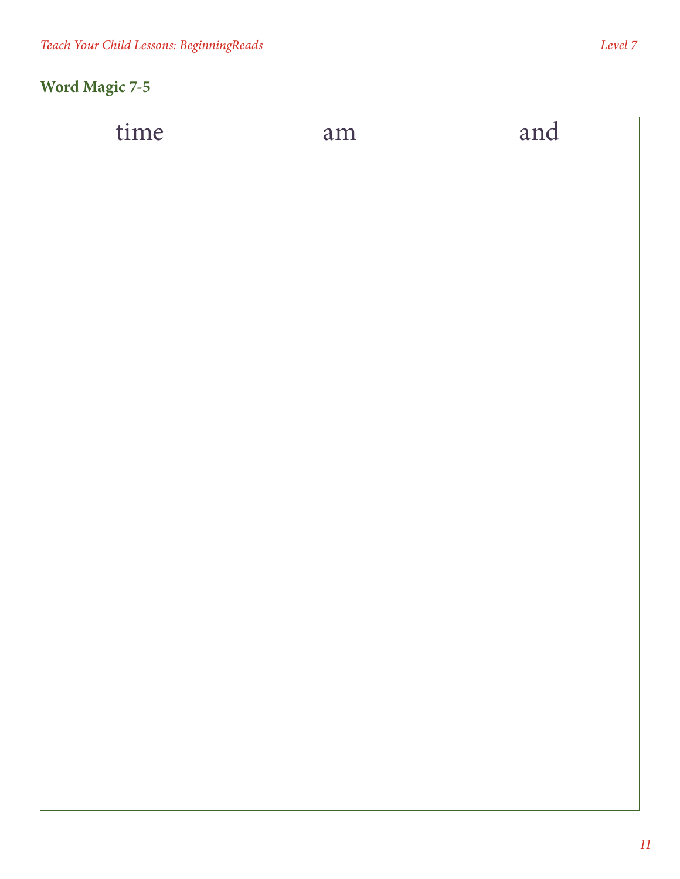## Word Magic 7-5

| time | am | and |
|---|---|---|
| | | |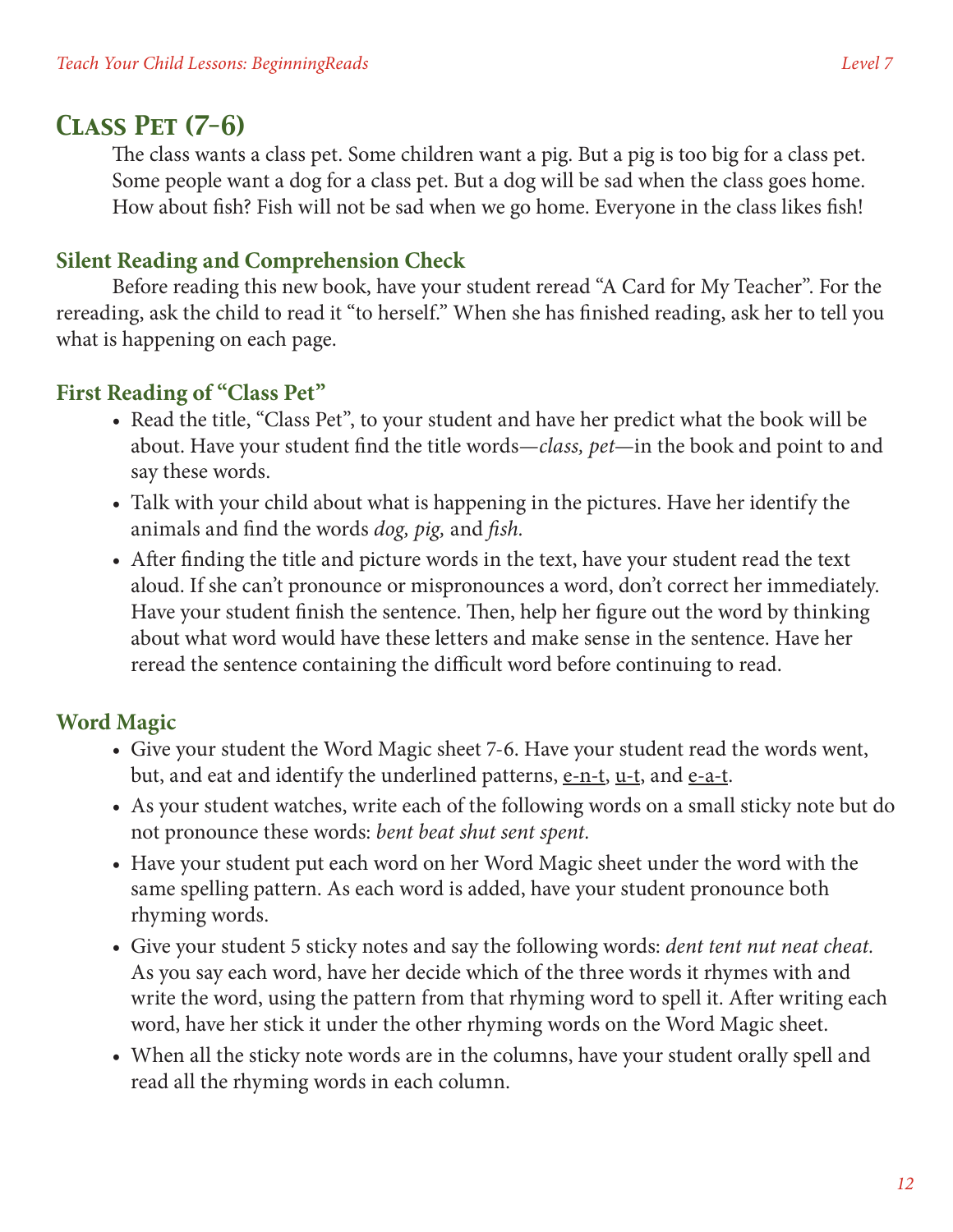## Class Pet (7-6)

The class wants a class pet. Some children want a pig. But a pig is too big for a class pet. Some people want a dog for a class pet. But a dog will be sad when the class goes home. How about fish? Fish will not be sad when we go home. Everyone in the class likes fish!

### Silent Reading and Comprehension Check

Before reading this new book, have your student reread "A Card for My Teacher". For the rereading, ask the child to read it "to herself." When she has finished reading, ask her to tell you what is happening on each page.

### First Reading of "Class Pet"

- Read the title, "Class Pet", to your student and have her predict what the book will be about. Have your student find the title words—*class, pet*—in the book and point to and say these words.
- Talk with your child about what is happening in the pictures. Have her identify the animals and find the words *dog, pig,* and *fish.*
- After finding the title and picture words in the text, have your student read the text aloud. If she can't pronounce or mispronounces a word, don't correct her immediately. Have your student finish the sentence. Then, help her figure out the word by thinking about what word would have these letters and make sense in the sentence. Have her reread the sentence containing the difficult word before continuing to read.

### Word Magic

- Give your student the Word Magic sheet 7-6. Have your student read the words went, but, and eat and identify the underlined patterns, <u>e-n-t</u>, <u>u-t</u>, and <u>e-a-t</u>.
- As your student watches, write each of the following words on a small sticky note but do not pronounce these words: *bent beat shut sent spent.*
- Have your student put each word on her Word Magic sheet under the word with the same spelling pattern. As each word is added, have your student pronounce both rhyming words.
- Give your student 5 sticky notes and say the following words: *dent tent nut neat cheat.* As you say each word, have her decide which of the three words it rhymes with and write the word, using the pattern from that rhyming word to spell it. After writing each word, have her stick it under the other rhyming words on the Word Magic sheet.
- When all the sticky note words are in the columns, have your student orally spell and read all the rhyming words in each column.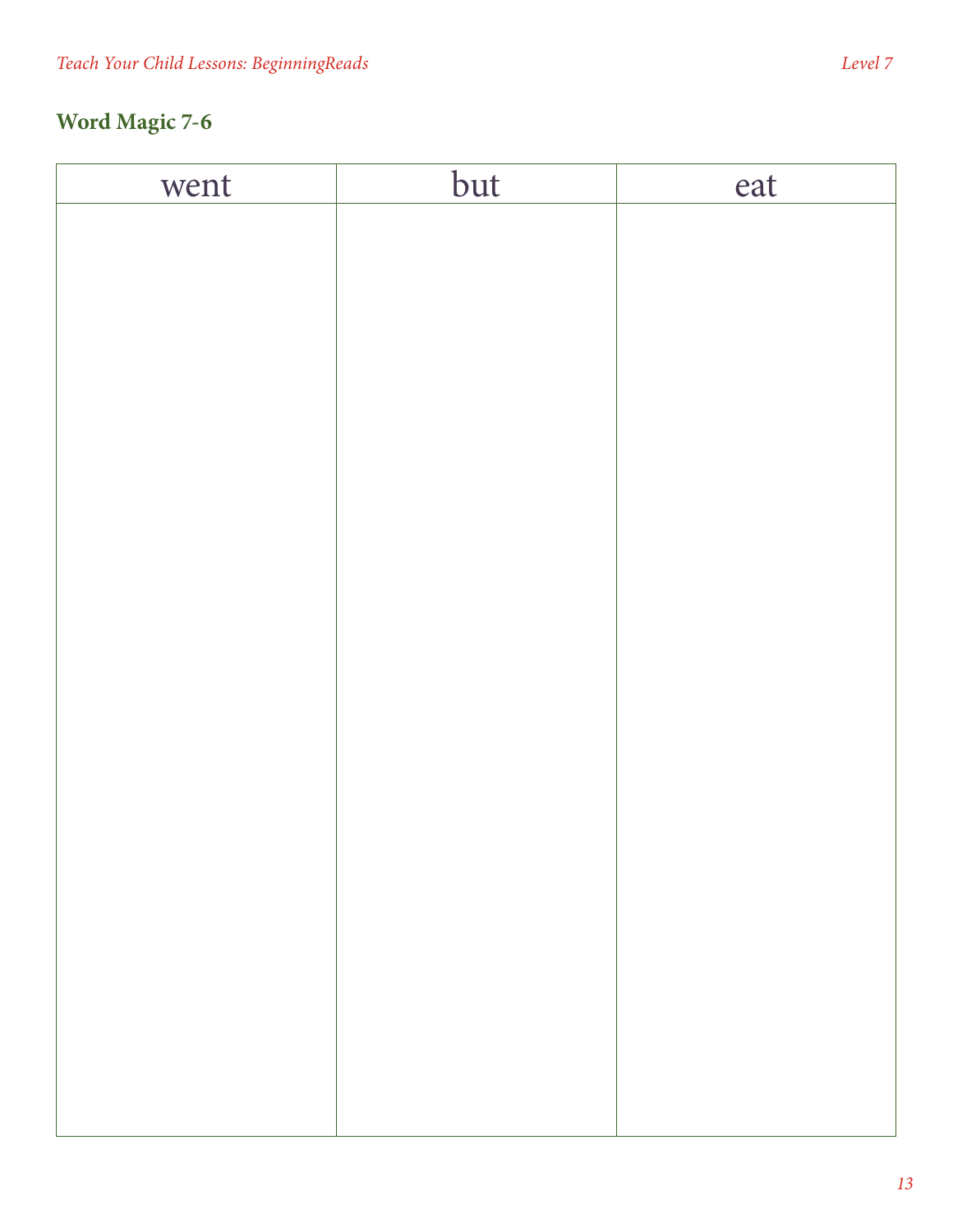## Word Magic 7-6

| went | but | eat |
| --- | --- | --- |
| | | |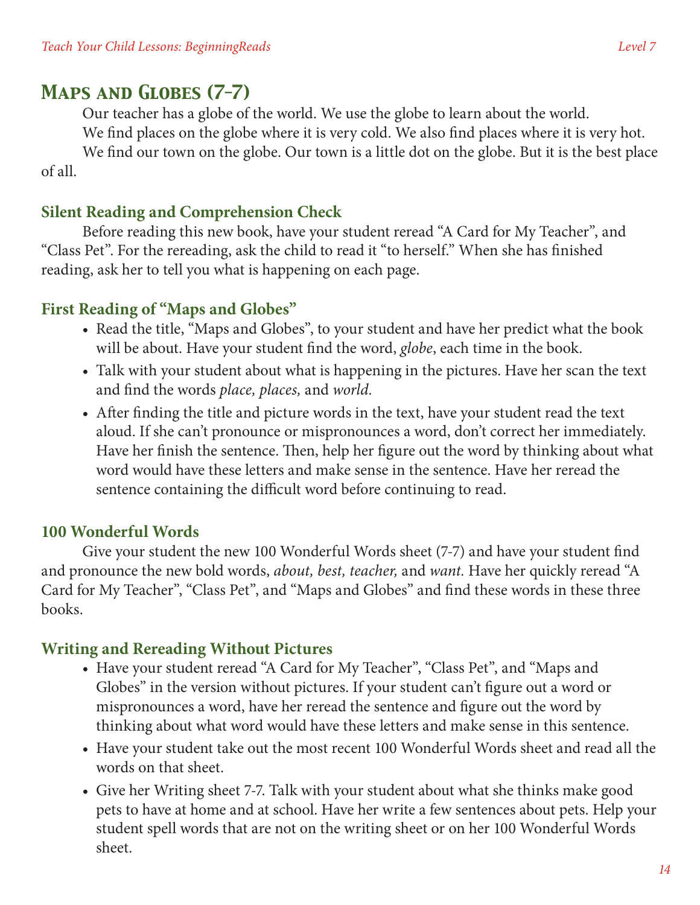## Maps and Globes (7-7)

Our teacher has a globe of the world. We use the globe to learn about the world.

We find places on the globe where it is very cold. We also find places where it is very hot.

We find our town on the globe. Our town is a little dot on the globe. But it is the best place of all.

### Silent Reading and Comprehension Check

Before reading this new book, have your student reread "A Card for My Teacher", and "Class Pet". For the rereading, ask the child to read it "to herself." When she has finished reading, ask her to tell you what is happening on each page.

### First Reading of "Maps and Globes"

- Read the title, "Maps and Globes", to your student and have her predict what the book will be about. Have your student find the word, *globe*, each time in the book.
- Talk with your student about what is happening in the pictures. Have her scan the text and find the words *place, places,* and *world.*
- After finding the title and picture words in the text, have your student read the text aloud. If she can't pronounce or mispronounces a word, don't correct her immediately. Have her finish the sentence. Then, help her figure out the word by thinking about what word would have these letters and make sense in the sentence. Have her reread the sentence containing the difficult word before continuing to read.

### 100 Wonderful Words

Give your student the new 100 Wonderful Words sheet (7-7) and have your student find and pronounce the new bold words, *about, best, teacher,* and *want.* Have her quickly reread "A Card for My Teacher", "Class Pet", and "Maps and Globes" and find these words in these three books.

### Writing and Rereading Without Pictures

- Have your student reread "A Card for My Teacher", "Class Pet", and "Maps and Globes" in the version without pictures. If your student can't figure out a word or mispronounces a word, have her reread the sentence and figure out the word by thinking about what word would have these letters and make sense in this sentence.
- Have your student take out the most recent 100 Wonderful Words sheet and read all the words on that sheet.
- Give her Writing sheet 7-7. Talk with your student about what she thinks make good pets to have at home and at school. Have her write a few sentences about pets. Help your student spell words that are not on the writing sheet or on her 100 Wonderful Words sheet.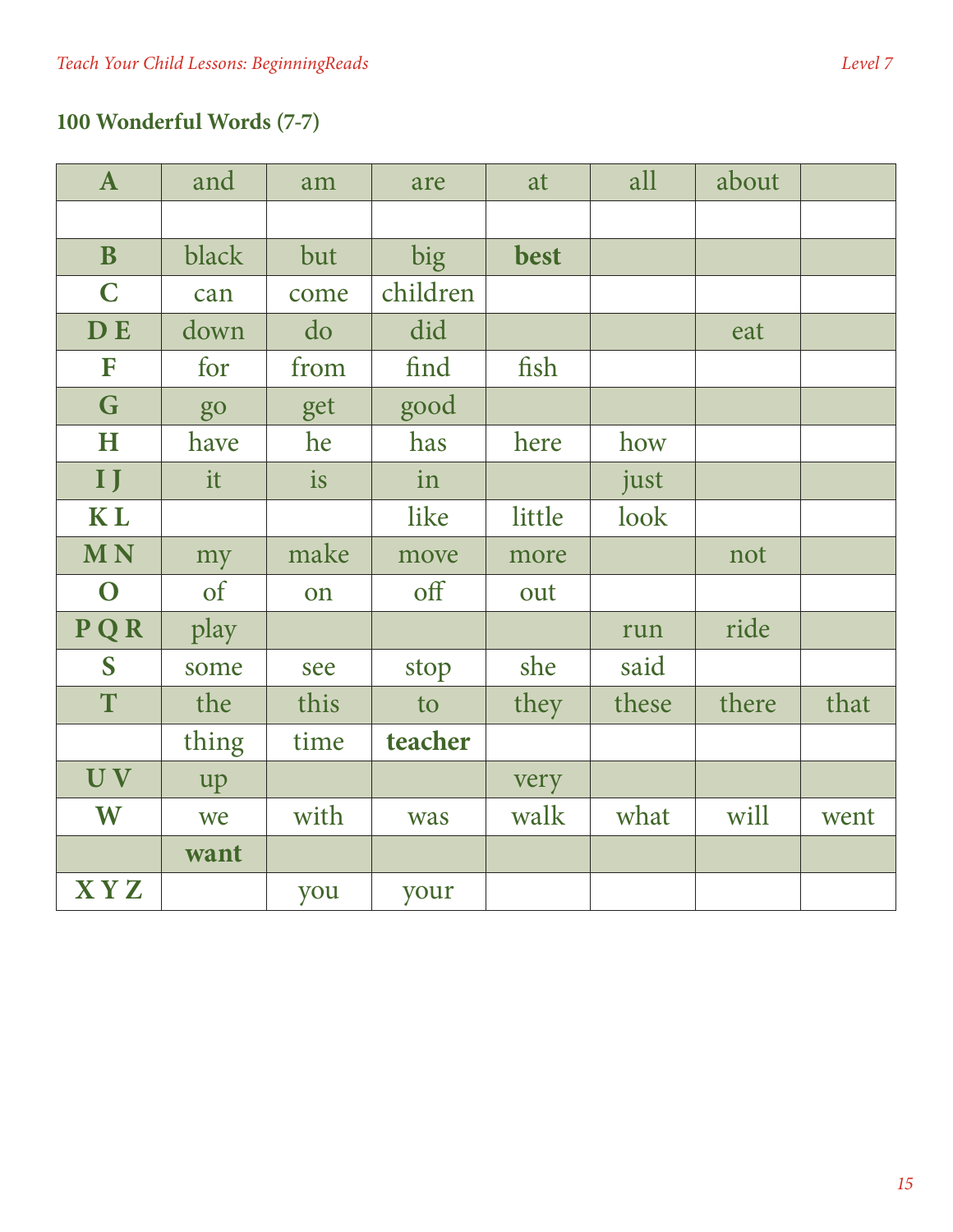## 100 Wonderful Words (7-7)

| **A** | and | am | are | at | all | about | |
|---|---|---|---|---|---|---|---|
| | | | | | | | |
| **B** | black | but | big | **best** | | | |
| **C** | can | come | children | | | | |
| **D E** | down | do | did | | | eat | |
| **F** | for | from | find | fish | | | |
| **G** | go | get | good | | | | |
| **H** | have | he | has | here | how | | |
| **I J** | it | is | in | | just | | |
| **K L** | | | like | little | look | | |
| **M N** | my | make | move | more | | not | |
| **O** | of | on | off | out | | | |
| **P Q R** | play | | | | run | ride | |
| **S** | some | see | stop | she | said | | |
| **T** | the | this | to | they | these | there | that |
| | thing | time | **teacher** | | | | |
| **U V** | up | | | very | | | |
| **W** | we | with | was | walk | what | will | went |
| | **want** | | | | | | |
| **X Y Z** | | you | your | | | | |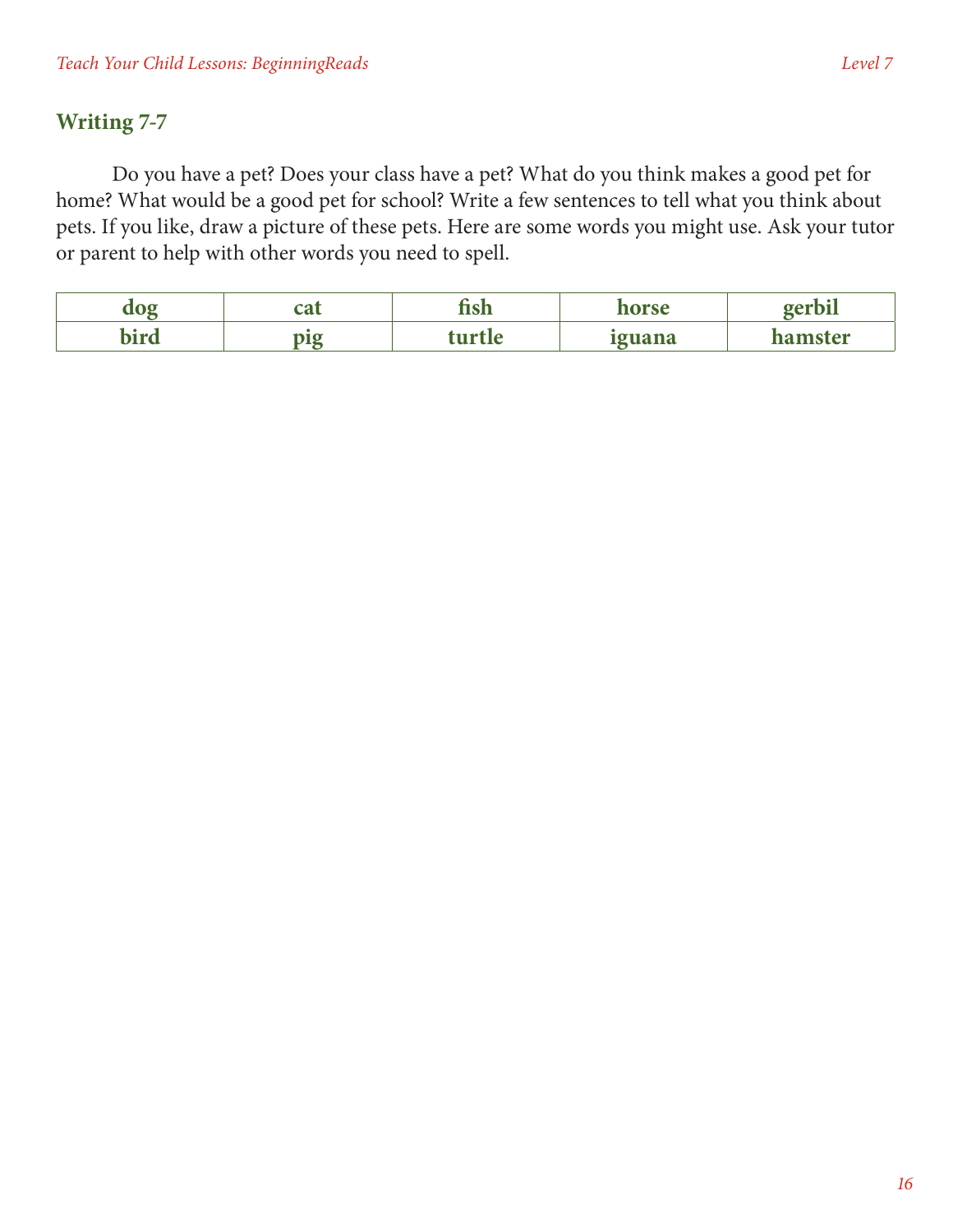## Writing 7-7

Do you have a pet? Does your class have a pet? What do you think makes a good pet for home? What would be a good pet for school? Write a few sentences to tell what you think about pets. If you like, draw a picture of these pets. Here are some words you might use. Ask your tutor or parent to help with other words you need to spell.

| **dog** | **cat** | **fish** | **horse** | **gerbil** |
|---|---|---|---|---|
| **bird** | **pig** | **turtle** | **iguana** | **hamster** |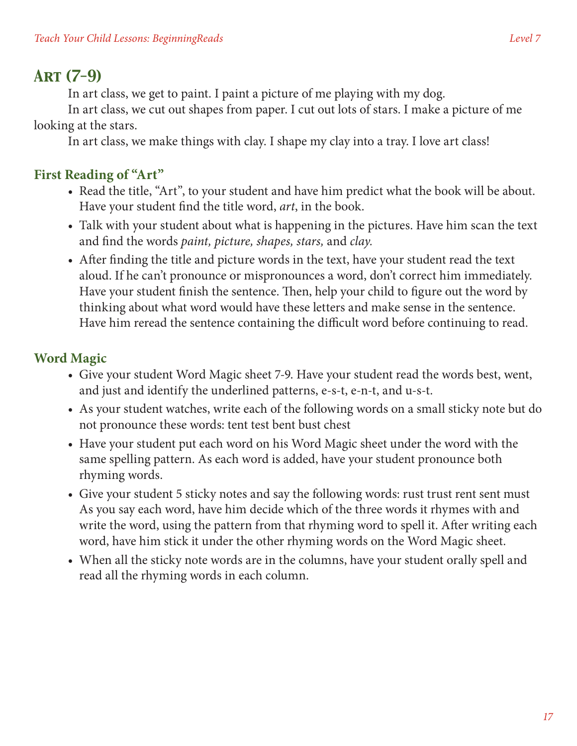## Art (7-9)

In art class, we get to paint. I paint a picture of me playing with my dog.

In art class, we cut out shapes from paper. I cut out lots of stars. I make a picture of me looking at the stars.

In art class, we make things with clay. I shape my clay into a tray. I love art class!

### First Reading of "Art"

- Read the title, "Art", to your student and have him predict what the book will be about. Have your student find the title word, *art*, in the book.
- Talk with your student about what is happening in the pictures. Have him scan the text and find the words *paint, picture, shapes, stars,* and *clay*.
- After finding the title and picture words in the text, have your student read the text aloud. If he can't pronounce or mispronounces a word, don't correct him immediately. Have your student finish the sentence. Then, help your child to figure out the word by thinking about what word would have these letters and make sense in the sentence. Have him reread the sentence containing the difficult word before continuing to read.

### Word Magic

- Give your student Word Magic sheet 7-9. Have your student read the words best, went, and just and identify the underlined patterns, e-s-t, e-n-t, and u-s-t.
- As your student watches, write each of the following words on a small sticky note but do not pronounce these words: tent test bent bust chest
- Have your student put each word on his Word Magic sheet under the word with the same spelling pattern. As each word is added, have your student pronounce both rhyming words.
- Give your student 5 sticky notes and say the following words: rust trust rent sent must As you say each word, have him decide which of the three words it rhymes with and write the word, using the pattern from that rhyming word to spell it. After writing each word, have him stick it under the other rhyming words on the Word Magic sheet.
- When all the sticky note words are in the columns, have your student orally spell and read all the rhyming words in each column.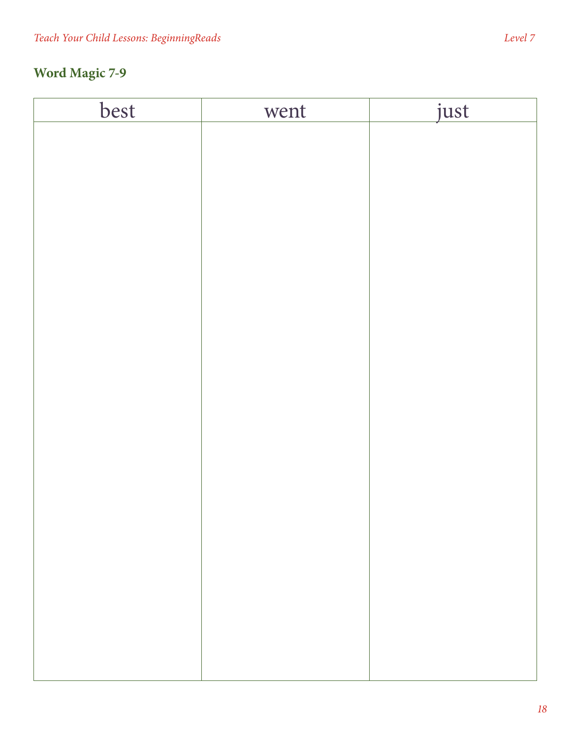## Word Magic 7-9

| best | went | just |
| --- | --- | --- |
| | | |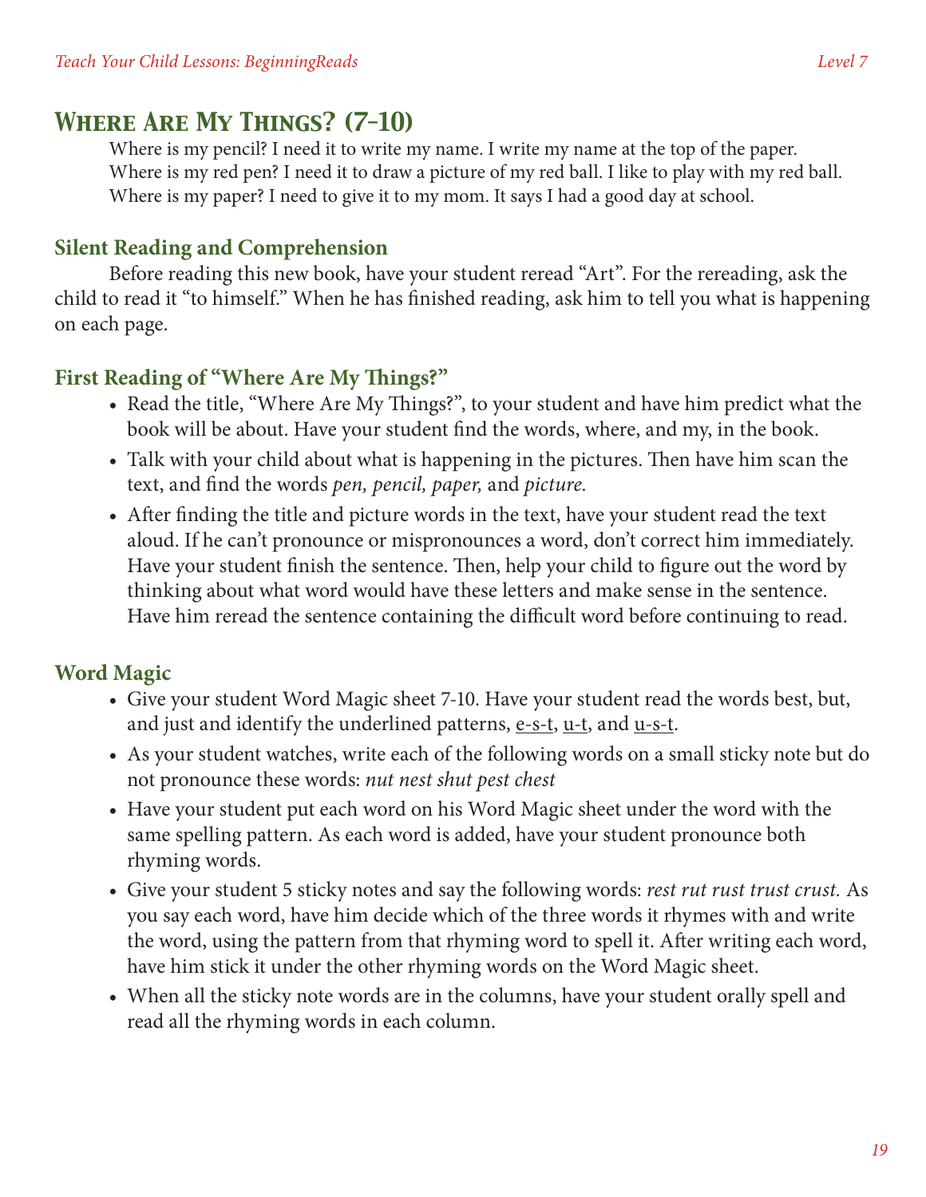## Where Are My Things? (7-10)

Where is my pencil? I need it to write my name. I write my name at the top of the paper.
Where is my red pen? I need it to draw a picture of my red ball. I like to play with my red ball.
Where is my paper? I need to give it to my mom. It says I had a good day at school.

### Silent Reading and Comprehension

Before reading this new book, have your student reread "Art". For the rereading, ask the child to read it "to himself." When he has finished reading, ask him to tell you what is happening on each page.

### First Reading of "Where Are My Things?"

- Read the title, "Where Are My Things?", to your student and have him predict what the book will be about. Have your student find the words, where, and my, in the book.
- Talk with your child about what is happening in the pictures. Then have him scan the text, and find the words *pen, pencil, paper,* and *picture.*
- After finding the title and picture words in the text, have your student read the text aloud. If he can't pronounce or mispronounces a word, don't correct him immediately. Have your student finish the sentence. Then, help your child to figure out the word by thinking about what word would have these letters and make sense in the sentence. Have him reread the sentence containing the difficult word before continuing to read.

### Word Magic

- Give your student Word Magic sheet 7-10. Have your student read the words best, but, and just and identify the underlined patterns, <u>e-s-t</u>, <u>u-t</u>, and <u>u-s-t</u>.
- As your student watches, write each of the following words on a small sticky note but do not pronounce these words: *nut nest shut pest chest*
- Have your student put each word on his Word Magic sheet under the word with the same spelling pattern. As each word is added, have your student pronounce both rhyming words.
- Give your student 5 sticky notes and say the following words: *rest rut rust trust crust.* As you say each word, have him decide which of the three words it rhymes with and write the word, using the pattern from that rhyming word to spell it. After writing each word, have him stick it under the other rhyming words on the Word Magic sheet.
- When all the sticky note words are in the columns, have your student orally spell and read all the rhyming words in each column.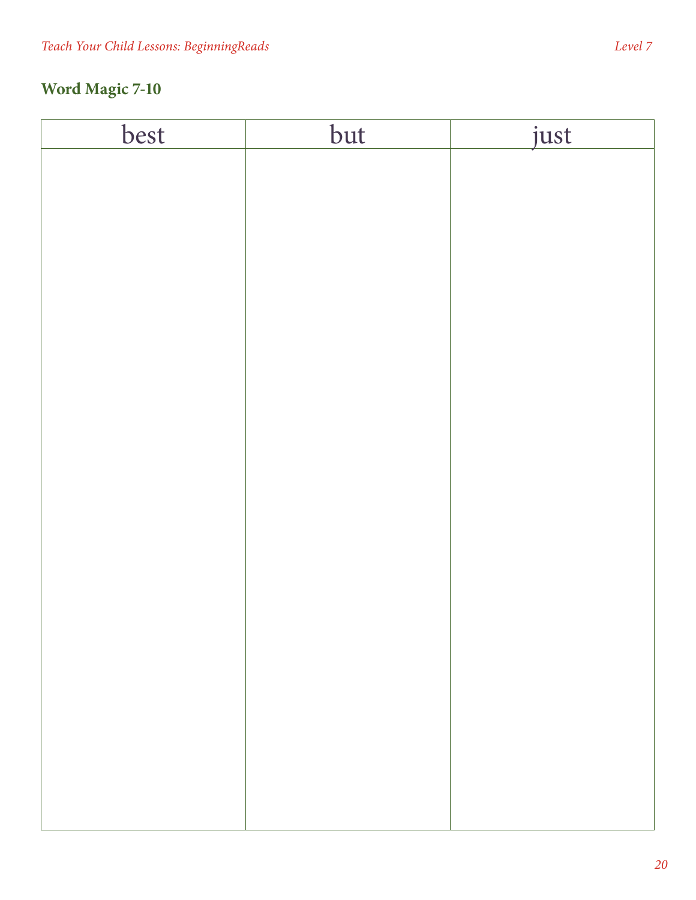## Word Magic 7-10

| best | but | just |
| --- | --- | --- |
| | | |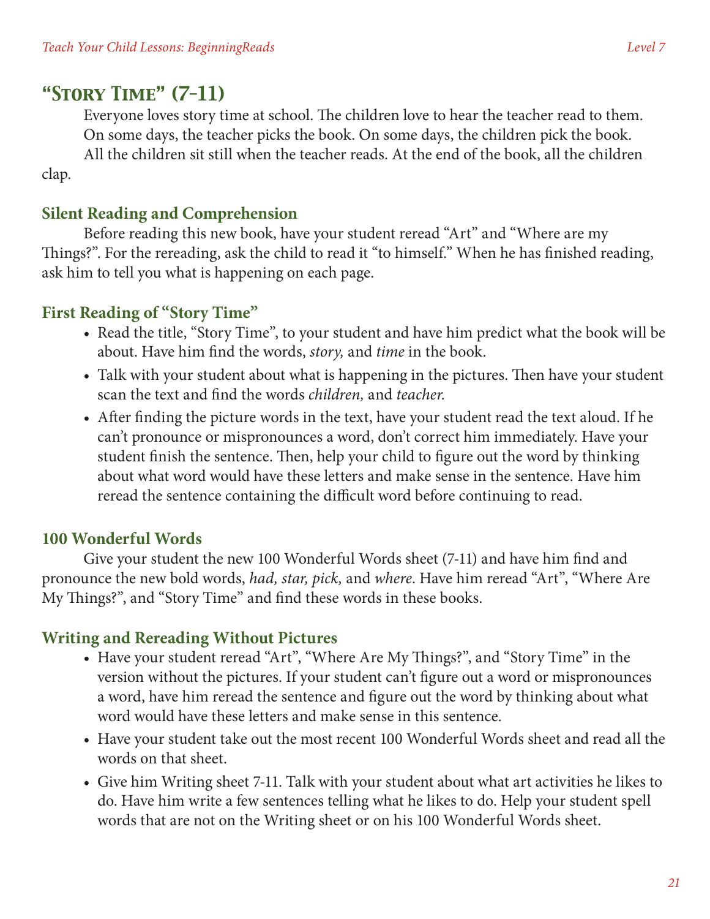## "Story Time" (7-11)

Everyone loves story time at school. The children love to hear the teacher read to them. On some days, the teacher picks the book. On some days, the children pick the book.

All the children sit still when the teacher reads. At the end of the book, all the children clap.

### Silent Reading and Comprehension

Before reading this new book, have your student reread "Art" and "Where are my Things?". For the rereading, ask the child to read it "to himself." When he has finished reading, ask him to tell you what is happening on each page.

### First Reading of "Story Time"

- Read the title, "Story Time", to your student and have him predict what the book will be about. Have him find the words, *story,* and *time* in the book.
- Talk with your student about what is happening in the pictures. Then have your student scan the text and find the words *children,* and *teacher.*
- After finding the picture words in the text, have your student read the text aloud. If he can't pronounce or mispronounces a word, don't correct him immediately. Have your student finish the sentence. Then, help your child to figure out the word by thinking about what word would have these letters and make sense in the sentence. Have him reread the sentence containing the difficult word before continuing to read.

### 100 Wonderful Words

Give your student the new 100 Wonderful Words sheet (7-11) and have him find and pronounce the new bold words, *had, star, pick,* and *where*. Have him reread "Art", "Where Are My Things?", and "Story Time" and find these words in these books.

### Writing and Rereading Without Pictures

- Have your student reread "Art", "Where Are My Things?", and "Story Time" in the version without the pictures. If your student can't figure out a word or mispronounces a word, have him reread the sentence and figure out the word by thinking about what word would have these letters and make sense in this sentence.
- Have your student take out the most recent 100 Wonderful Words sheet and read all the words on that sheet.
- Give him Writing sheet 7-11. Talk with your student about what art activities he likes to do. Have him write a few sentences telling what he likes to do. Help your student spell words that are not on the Writing sheet or on his 100 Wonderful Words sheet.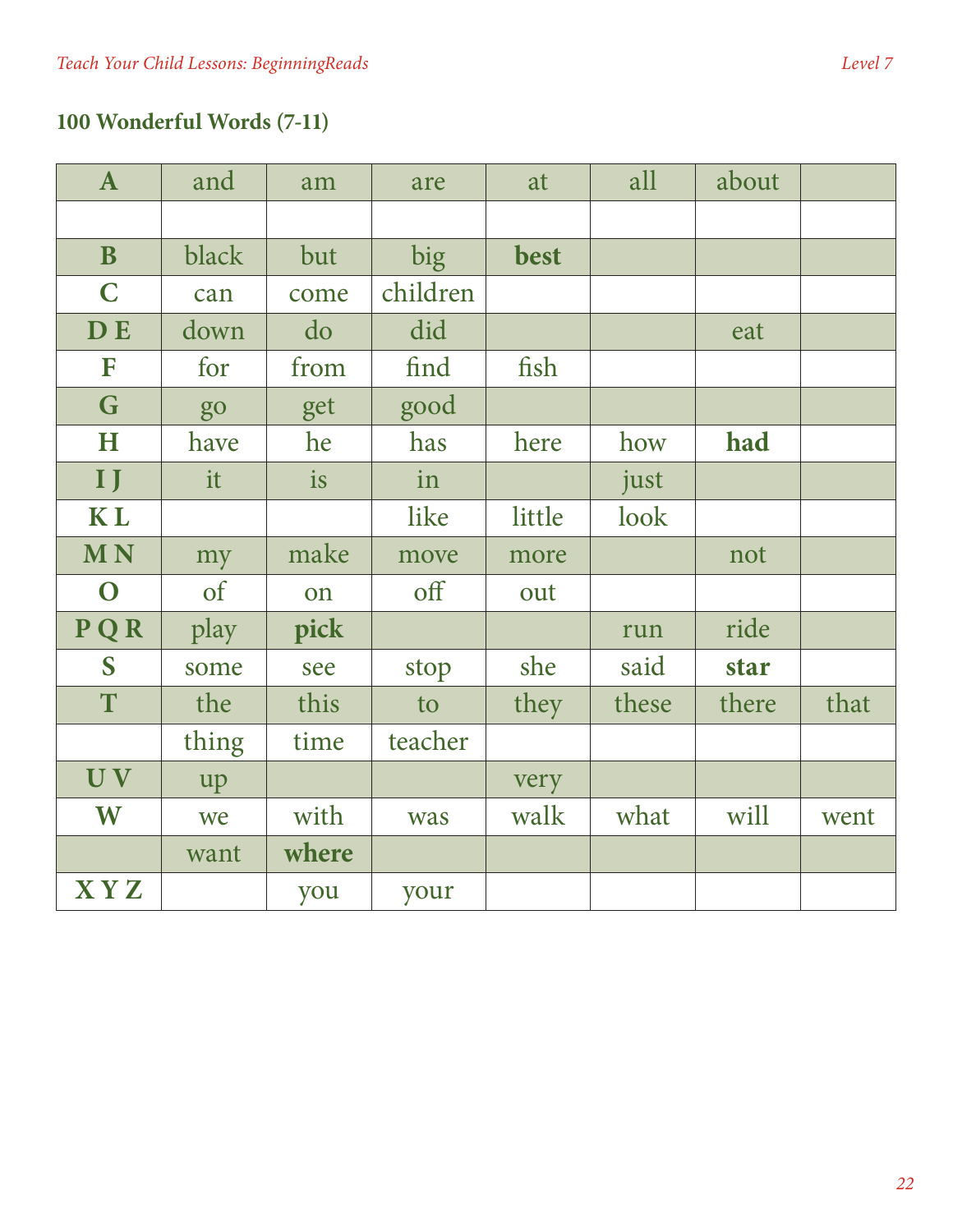## 100 Wonderful Words (7-11)

| A | and | am | are | at | all | about | |
|---|---|---|---|---|---|---|---|
| | | | | | | | |
| **B** | black | but | big | **best** | | | |
| **C** | can | come | children | | | | |
| **D E** | down | do | did | | | eat | |
| **F** | for | from | find | fish | | | |
| **G** | go | get | good | | | | |
| **H** | have | he | has | here | how | **had** | |
| **I J** | it | is | in | | just | | |
| **K L** | | | like | little | look | | |
| **M N** | my | make | move | more | | not | |
| **O** | of | on | off | out | | | |
| **P Q R** | play | **pick** | | | run | ride | |
| **S** | some | see | stop | she | said | **star** | |
| **T** | the | this | to | they | these | there | that |
| | thing | time | teacher | | | | |
| **U V** | up | | | very | | | |
| **W** | we | with | was | walk | what | will | went |
| | want | **where** | | | | | |
| **X Y Z** | | you | your | | | | |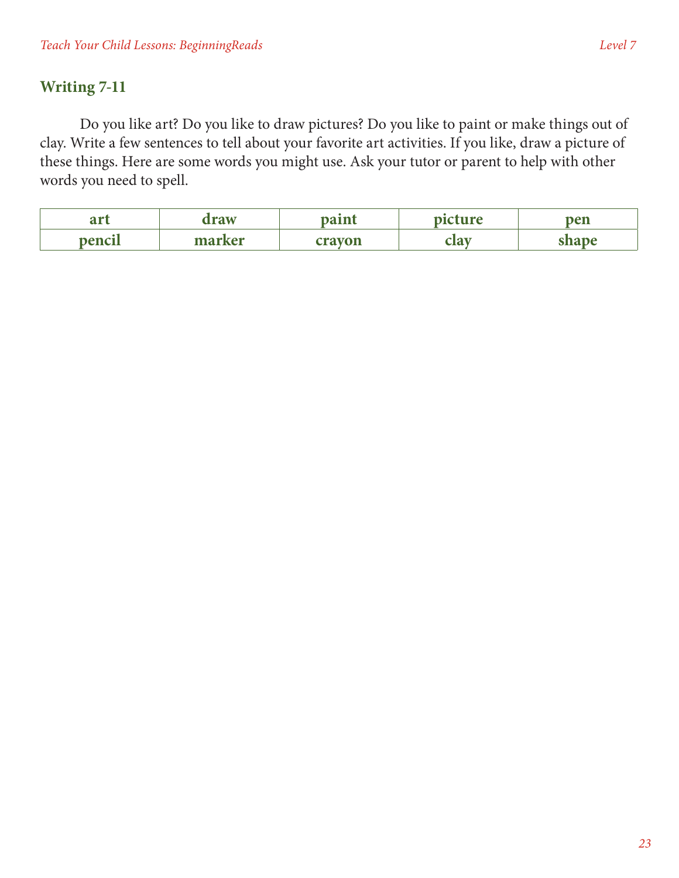## Writing 7-11

Do you like art? Do you like to draw pictures? Do you like to paint or make things out of clay. Write a few sentences to tell about your favorite art activities. If you like, draw a picture of these things. Here are some words you might use. Ask your tutor or parent to help with other words you need to spell.

| art | draw | paint | picture | pen |
|---|---|---|---|---|
| pencil | marker | crayon | clay | shape |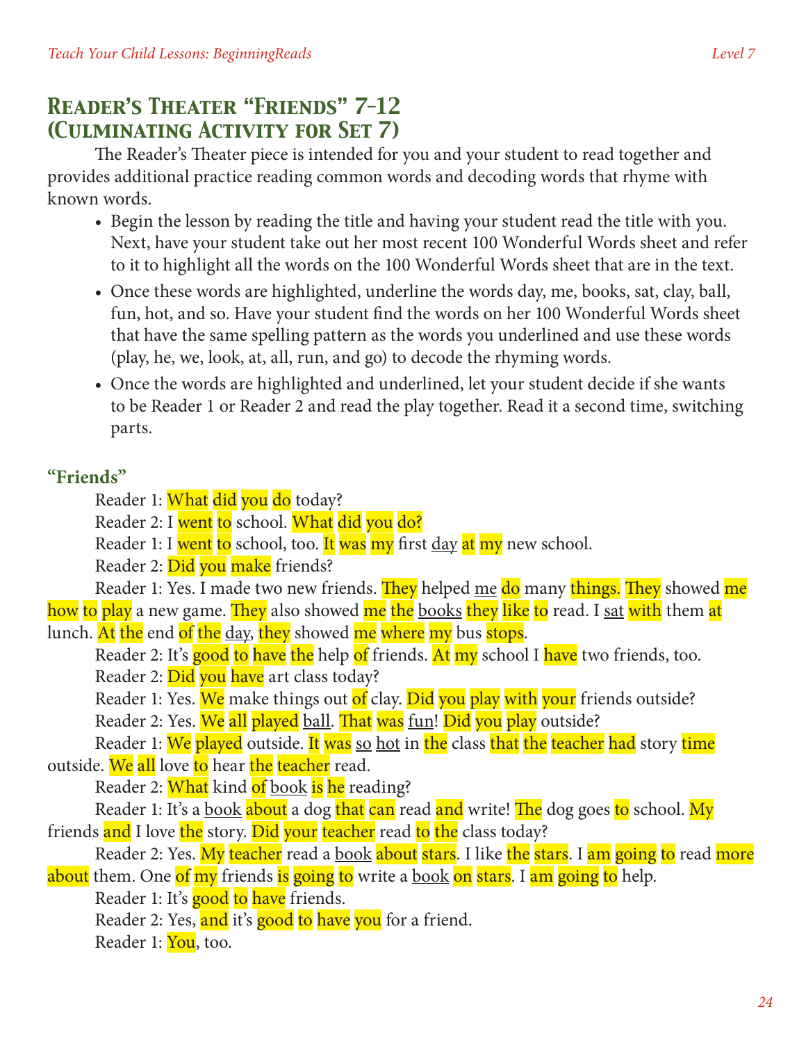## Reader's Theater "Friends" 7-12 (Culminating Activity for Set 7)

The Reader's Theater piece is intended for you and your student to read together and provides additional practice reading common words and decoding words that rhyme with known words.

- Begin the lesson by reading the title and having your student read the title with you. Next, have your student take out her most recent 100 Wonderful Words sheet and refer to it to highlight all the words on the 100 Wonderful Words sheet that are in the text.
- Once these words are highlighted, underline the words day, me, books, sat, clay, ball, fun, hot, and so. Have your student find the words on her 100 Wonderful Words sheet that have the same spelling pattern as the words you underlined and use these words (play, he, we, look, at, all, run, and go) to decode the rhyming words.
- Once the words are highlighted and underlined, let your student decide if she wants to be Reader 1 or Reader 2 and read the play together. Read it a second time, switching parts.

### "Friends"

Reader 1: What did you do today?

Reader 2: I went to school. What did you do?

Reader 1: I went to school, too. It was my first <u>day</u> at my new school.

Reader 2: Did you make friends?

Reader 1: Yes. I made two new friends. They helped <u>me</u> do many things. They showed me how to play a new game. They also showed me the <u>books</u> they like to read. I <u>sat</u> with them at lunch. At the end of the <u>day</u>, they showed me where my bus stops.

Reader 2: It's good to have the help of friends. At my school I have two friends, too.

Reader 2: Did you have art class today?

Reader 1: Yes. We make things out of clay. Did you play with your friends outside?

Reader 2: Yes. We all played <u>ball</u>. That was <u>fun</u>! Did you play outside?

Reader 1: We played outside. It was <u>so</u> <u>hot</u> in the class that the teacher had story time outside. We all love to hear the teacher read.

Reader 2: What kind of <u>book</u> is he reading?

Reader 1: It's a <u>book</u> about a dog that can read and write! The dog goes to school. My friends and I love the story. Did your teacher read to the class today?

Reader 2: Yes. My teacher read a <u>book</u> about stars. I like the stars. I am going to read more about them. One of my friends is going to write a <u>book</u> on stars. I am going to help.

Reader 1: It's good to have friends.

Reader 2: Yes, and it's good to have you for a friend.

Reader 1: You, too.